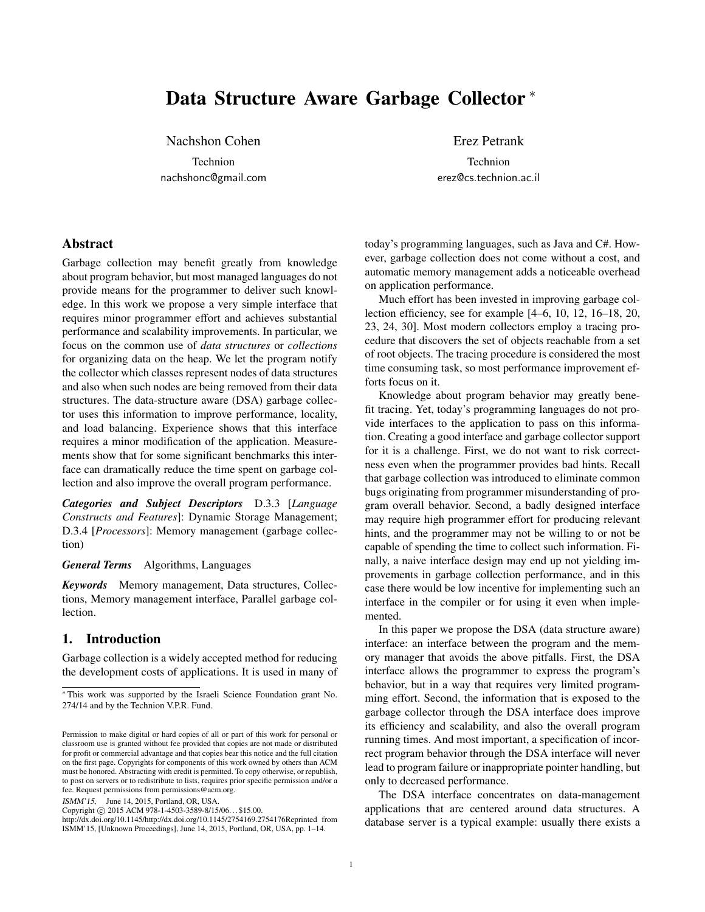# Data Structure Aware Garbage Collector *

Nachshon Cohen
Technion
nachshonc@gmail.com

Erez Petrank
Technion
erez@cs.technion.ac.il

## Abstract

Garbage collection may benefit greatly from knowledge about program behavior, but most managed languages do not provide means for the programmer to deliver such knowledge. In this work we propose a very simple interface that requires minor programmer effort and achieves substantial performance and scalability improvements. In particular, we focus on the common use of *data structures* or *collections* for organizing data on the heap. We let the program notify the collector which classes represent nodes of data structures and also when such nodes are being removed from their data structures. The data-structure aware (DSA) garbage collector uses this information to improve performance, locality, and load balancing. Experience shows that this interface requires a minor modification of the application. Measurements show that for some significant benchmarks this interface can dramatically reduce the time spent on garbage collection and also improve the overall program performance.

***Categories and Subject Descriptors*** D.3.3 [*Language Constructs and Features*]: Dynamic Storage Management; D.3.4 [*Processors*]: Memory management (garbage collection)

***General Terms*** Algorithms, Languages

***Keywords*** Memory management, Data structures, Collections, Memory management interface, Parallel garbage collection.

## 1. Introduction

Garbage collection is a widely accepted method for reducing the development costs of applications. It is used in many of today's programming languages, such as Java and C#. However, garbage collection does not come without a cost, and automatic memory management adds a noticeable overhead on application performance.

Much effort has been invested in improving garbage collection efficiency, see for example [4–6, 10, 12, 16–18, 20, 23, 24, 30]. Most modern collectors employ a tracing procedure that discovers the set of objects reachable from a set of root objects. The tracing procedure is considered the most time consuming task, so most performance improvement efforts focus on it.

Knowledge about program behavior may greatly benefit tracing. Yet, today's programming languages do not provide interfaces to the application to pass on this information. Creating a good interface and garbage collector support for it is a challenge. First, we do not want to risk correctness even when the programmer provides bad hints. Recall that garbage collection was introduced to eliminate common bugs originating from programmer misunderstanding of program overall behavior. Second, a badly designed interface may require high programmer effort for producing relevant hints, and the programmer may not be willing to or not be capable of spending the time to collect such information. Finally, a naive interface design may end up not yielding improvements in garbage collection performance, and in this case there would be low incentive for implementing such an interface in the compiler or for using it even when implemented.

In this paper we propose the DSA (data structure aware) interface: an interface between the program and the memory manager that avoids the above pitfalls. First, the DSA interface allows the programmer to express the program's behavior, but in a way that requires very limited programming effort. Second, the information that is exposed to the garbage collector through the DSA interface does improve its efficiency and scalability, and also the overall program running times. And most important, a specification of incorrect program behavior through the DSA interface will never lead to program failure or inappropriate pointer handling, but only to decreased performance.

The DSA interface concentrates on data-management applications that are centered around data structures. A database server is a typical example: usually there exists a

---

* This work was supported by the Israeli Science Foundation grant No. 274/14 and by the Technion V.P.R. Fund.

Permission to make digital or hard copies of all or part of this work for personal or classroom use is granted without fee provided that copies are not made or distributed for profit or commercial advantage and that copies bear this notice and the full citation on the first page. Copyrights for components of this work owned by others than ACM must be honored. Abstracting with credit is permitted. To copy otherwise, or republish, to post on servers or to redistribute to lists, requires prior specific permission and/or a fee. Request permissions from permissions@acm.org.

*ISMM'15*, June 14, 2015, Portland, OR, USA.
Copyright © 2015 ACM 978-1-4503-3589-8/15/06...$15.00.
http://dx.doi.org/10.1145/http://dx.doi.org/10.1145/2754169.2754176Reprinted from ISMM'15, [Unknown Proceedings], June 14, 2015, Portland, OR, USA, pp. 1–14.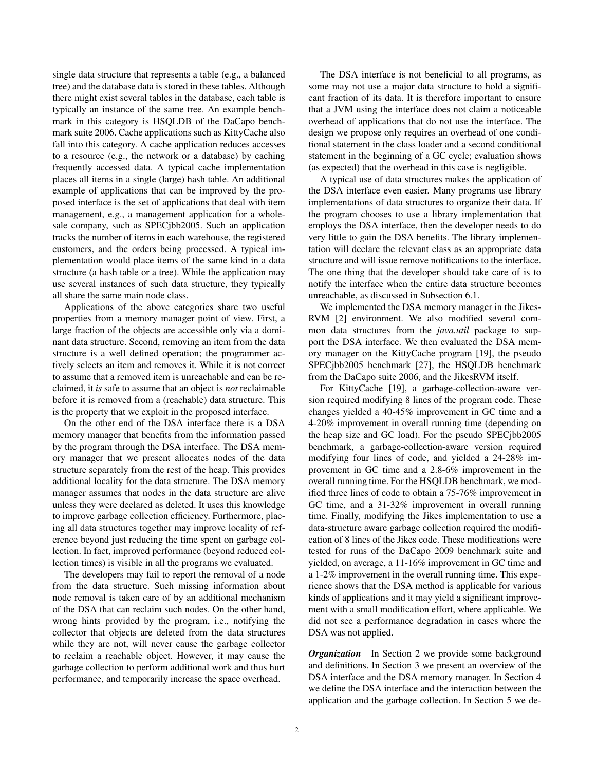single data structure that represents a table (e.g., a balanced tree) and the database data is stored in these tables. Although there might exist several tables in the database, each table is typically an instance of the same tree. An example benchmark in this category is HSQLDB of the DaCapo benchmark suite 2006. Cache applications such as KittyCache also fall into this category. A cache application reduces accesses to a resource (e.g., the network or a database) by caching frequently accessed data. A typical cache implementation places all items in a single (large) hash table. An additional example of applications that can be improved by the proposed interface is the set of applications that deal with item management, e.g., a management application for a wholesale company, such as SPECjbb2005. Such an application tracks the number of items in each warehouse, the registered customers, and the orders being processed. A typical implementation would place items of the same kind in a data structure (a hash table or a tree). While the application may use several instances of such data structure, they typically all share the same main node class.

Applications of the above categories share two useful properties from a memory manager point of view. First, a large fraction of the objects are accessible only via a dominant data structure. Second, removing an item from the data structure is a well defined operation; the programmer actively selects an item and removes it. While it is not correct to assume that a removed item is unreachable and can be reclaimed, it *is* safe to assume that an object is *not* reclaimable before it is removed from a (reachable) data structure. This is the property that we exploit in the proposed interface.

On the other end of the DSA interface there is a DSA memory manager that benefits from the information passed by the program through the DSA interface. The DSA memory manager that we present allocates nodes of the data structure separately from the rest of the heap. This provides additional locality for the data structure. The DSA memory manager assumes that nodes in the data structure are alive unless they were declared as deleted. It uses this knowledge to improve garbage collection efficiency. Furthermore, placing all data structures together may improve locality of reference beyond just reducing the time spent on garbage collection. In fact, improved performance (beyond reduced collection times) is visible in all the programs we evaluated.

The developers may fail to report the removal of a node from the data structure. Such missing information about node removal is taken care of by an additional mechanism of the DSA that can reclaim such nodes. On the other hand, wrong hints provided by the program, i.e., notifying the collector that objects are deleted from the data structures while they are not, will never cause the garbage collector to reclaim a reachable object. However, it may cause the garbage collection to perform additional work and thus hurt performance, and temporarily increase the space overhead.

The DSA interface is not beneficial to all programs, as some may not use a major data structure to hold a significant fraction of its data. It is therefore important to ensure that a JVM using the interface does not claim a noticeable overhead of applications that do not use the interface. The design we propose only requires an overhead of one conditional statement in the class loader and a second conditional statement in the beginning of a GC cycle; evaluation shows (as expected) that the overhead in this case is negligible.

A typical use of data structures makes the application of the DSA interface even easier. Many programs use library implementations of data structures to organize their data. If the program chooses to use a library implementation that employs the DSA interface, then the developer needs to do very little to gain the DSA benefits. The library implementation will declare the relevant class as an appropriate data structure and will issue remove notifications to the interface. The one thing that the developer should take care of is to notify the interface when the entire data structure becomes unreachable, as discussed in Subsection 6.1.

We implemented the DSA memory manager in the JikesRVM [2] environment. We also modified several common data structures from the *java.util* package to support the DSA interface. We then evaluated the DSA memory manager on the KittyCache program [19], the pseudo SPECjbb2005 benchmark [27], the HSQLDB benchmark from the DaCapo suite 2006, and the JikesRVM itself.

For KittyCache [19], a garbage-collection-aware version required modifying 8 lines of the program code. These changes yielded a 40-45% improvement in GC time and a 4-20% improvement in overall running time (depending on the heap size and GC load). For the pseudo SPECjbb2005 benchmark, a garbage-collection-aware version required modifying four lines of code, and yielded a 24-28% improvement in GC time and a 2.8-6% improvement in the overall running time. For the HSQLDB benchmark, we modified three lines of code to obtain a 75-76% improvement in GC time, and a 31-32% improvement in overall running time. Finally, modifying the Jikes implementation to use a data-structure aware garbage collection required the modification of 8 lines of the Jikes code. These modifications were tested for runs of the DaCapo 2009 benchmark suite and yielded, on average, a 11-16% improvement in GC time and a 1-2% improvement in the overall running time. This experience shows that the DSA method is applicable for various kinds of applications and it may yield a significant improvement with a small modification effort, where applicable. We did not see a performance degradation in cases where the DSA was not applied.

***Organization*** In Section 2 we provide some background and definitions. In Section 3 we present an overview of the DSA interface and the DSA memory manager. In Section 4 we define the DSA interface and the interaction between the application and the garbage collection. In Section 5 we de-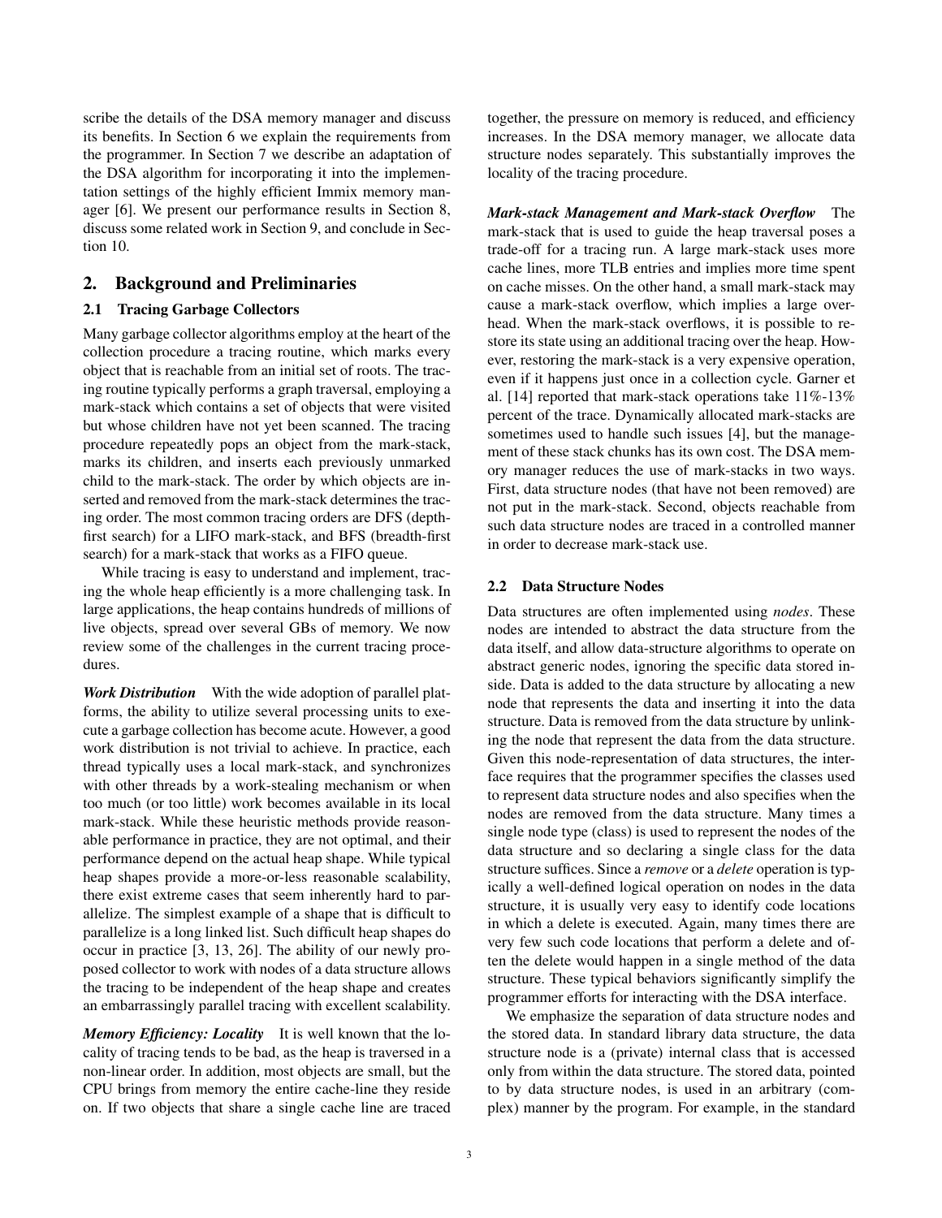scribe the details of the DSA memory manager and discuss its benefits. In Section 6 we explain the requirements from the programmer. In Section 7 we describe an adaptation of the DSA algorithm for incorporating it into the implementation settings of the highly efficient Immix memory manager [6]. We present our performance results in Section 8, discuss some related work in Section 9, and conclude in Section 10.

## 2. Background and Preliminaries

### 2.1 Tracing Garbage Collectors

Many garbage collector algorithms employ at the heart of the collection procedure a tracing routine, which marks every object that is reachable from an initial set of roots. The tracing routine typically performs a graph traversal, employing a mark-stack which contains a set of objects that were visited but whose children have not yet been scanned. The tracing procedure repeatedly pops an object from the mark-stack, marks its children, and inserts each previously unmarked child to the mark-stack. The order by which objects are inserted and removed from the mark-stack determines the tracing order. The most common tracing orders are DFS (depth-first search) for a LIFO mark-stack, and BFS (breadth-first search) for a mark-stack that works as a FIFO queue.

While tracing is easy to understand and implement, tracing the whole heap efficiently is a more challenging task. In large applications, the heap contains hundreds of millions of live objects, spread over several GBs of memory. We now review some of the challenges in the current tracing procedures.

***Work Distribution*** With the wide adoption of parallel platforms, the ability to utilize several processing units to execute a garbage collection has become acute. However, a good work distribution is not trivial to achieve. In practice, each thread typically uses a local mark-stack, and synchronizes with other threads by a work-stealing mechanism or when too much (or too little) work becomes available in its local mark-stack. While these heuristic methods provide reasonable performance in practice, they are not optimal, and their performance depend on the actual heap shape. While typical heap shapes provide a more-or-less reasonable scalability, there exist extreme cases that seem inherently hard to parallelize. The simplest example of a shape that is difficult to parallelize is a long linked list. Such difficult heap shapes do occur in practice [3, 13, 26]. The ability of our newly proposed collector to work with nodes of a data structure allows the tracing to be independent of the heap shape and creates an embarrassingly parallel tracing with excellent scalability.

***Memory Efficiency: Locality*** It is well known that the locality of tracing tends to be bad, as the heap is traversed in a non-linear order. In addition, most objects are small, but the CPU brings from memory the entire cache-line they reside on. If two objects that share a single cache line are traced together, the pressure on memory is reduced, and efficiency increases. In the DSA memory manager, we allocate data structure nodes separately. This substantially improves the locality of the tracing procedure.

***Mark-stack Management and Mark-stack Overflow*** The mark-stack that is used to guide the heap traversal poses a trade-off for a tracing run. A large mark-stack uses more cache lines, more TLB entries and implies more time spent on cache misses. On the other hand, a small mark-stack may cause a mark-stack overflow, which implies a large overhead. When the mark-stack overflows, it is possible to restore its state using an additional tracing over the heap. However, restoring the mark-stack is a very expensive operation, even if it happens just once in a collection cycle. Garner et al. [14] reported that mark-stack operations take 11%-13% percent of the trace. Dynamically allocated mark-stacks are sometimes used to handle such issues [4], but the management of these stack chunks has its own cost. The DSA memory manager reduces the use of mark-stacks in two ways. First, data structure nodes (that have not been removed) are not put in the mark-stack. Second, objects reachable from such data structure nodes are traced in a controlled manner in order to decrease mark-stack use.

### 2.2 Data Structure Nodes

Data structures are often implemented using *nodes*. These nodes are intended to abstract the data structure from the data itself, and allow data-structure algorithms to operate on abstract generic nodes, ignoring the specific data stored inside. Data is added to the data structure by allocating a new node that represents the data and inserting it into the data structure. Data is removed from the data structure by unlinking the node that represent the data from the data structure. Given this node-representation of data structures, the interface requires that the programmer specifies the classes used to represent data structure nodes and also specifies when the nodes are removed from the data structure. Many times a single node type (class) is used to represent the nodes of the data structure and so declaring a single class for the data structure suffices. Since a *remove* or a *delete* operation is typically a well-defined logical operation on nodes in the data structure, it is usually very easy to identify code locations in which a delete is executed. Again, many times there are very few such code locations that perform a delete and often the delete would happen in a single method of the data structure. These typical behaviors significantly simplify the programmer efforts for interacting with the DSA interface.

We emphasize the separation of data structure nodes and the stored data. In standard library data structure, the data structure node is a (private) internal class that is accessed only from within the data structure. The stored data, pointed to by data structure nodes, is used in an arbitrary (complex) manner by the program. For example, in the standard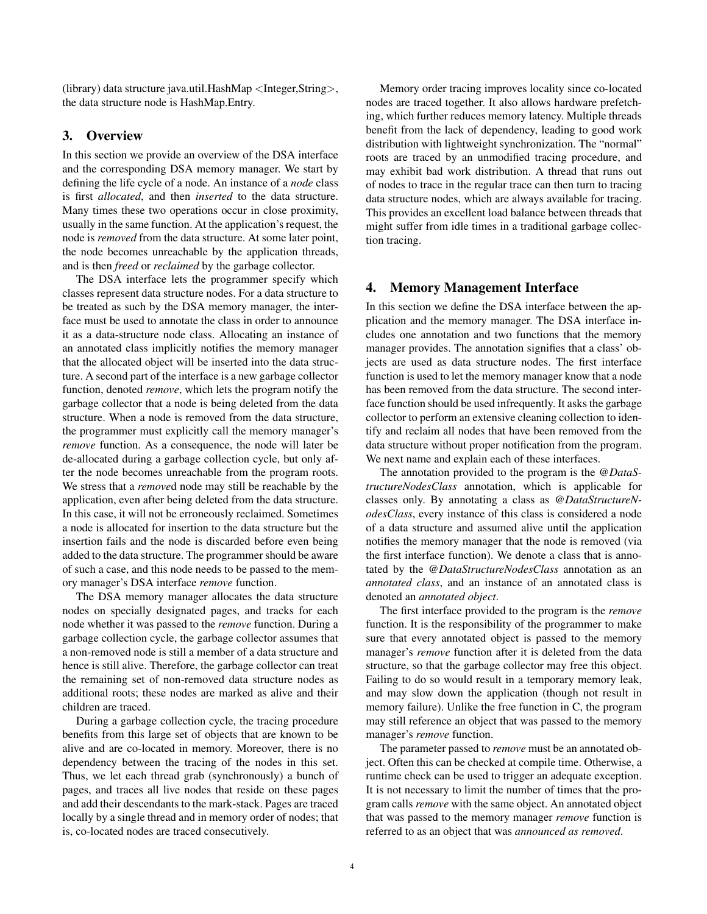(library) data structure java.util.HashMap <Integer,String>, the data structure node is HashMap.Entry.

## 3. Overview

In this section we provide an overview of the DSA interface and the corresponding DSA memory manager. We start by defining the life cycle of a node. An instance of a *node* class is first *allocated*, and then *inserted* to the data structure. Many times these two operations occur in close proximity, usually in the same function. At the application's request, the node is *removed* from the data structure. At some later point, the node becomes unreachable by the application threads, and is then *freed* or *reclaimed* by the garbage collector.

The DSA interface lets the programmer specify which classes represent data structure nodes. For a data structure to be treated as such by the DSA memory manager, the interface must be used to annotate the class in order to announce it as a data-structure node class. Allocating an instance of an annotated class implicitly notifies the memory manager that the allocated object will be inserted into the data structure. A second part of the interface is a new garbage collector function, denoted *remove*, which lets the program notify the garbage collector that a node is being deleted from the data structure. When a node is removed from the data structure, the programmer must explicitly call the memory manager's *remove* function. As a consequence, the node will later be de-allocated during a garbage collection cycle, but only after the node becomes unreachable from the program roots. We stress that a *remove*d node may still be reachable by the application, even after being deleted from the data structure. In this case, it will not be erroneously reclaimed. Sometimes a node is allocated for insertion to the data structure but the insertion fails and the node is discarded before even being added to the data structure. The programmer should be aware of such a case, and this node needs to be passed to the memory manager's DSA interface *remove* function.

The DSA memory manager allocates the data structure nodes on specially designated pages, and tracks for each node whether it was passed to the *remove* function. During a garbage collection cycle, the garbage collector assumes that a non-removed node is still a member of a data structure and hence is still alive. Therefore, the garbage collector can treat the remaining set of non-removed data structure nodes as additional roots; these nodes are marked as alive and their children are traced.

During a garbage collection cycle, the tracing procedure benefits from this large set of objects that are known to be alive and are co-located in memory. Moreover, there is no dependency between the tracing of the nodes in this set. Thus, we let each thread grab (synchronously) a bunch of pages, and traces all live nodes that reside on these pages and add their descendants to the mark-stack. Pages are traced locally by a single thread and in memory order of nodes; that is, co-located nodes are traced consecutively.

Memory order tracing improves locality since co-located nodes are traced together. It also allows hardware prefetching, which further reduces memory latency. Multiple threads benefit from the lack of dependency, leading to good work distribution with lightweight synchronization. The "normal" roots are traced by an unmodified tracing procedure, and may exhibit bad work distribution. A thread that runs out of nodes to trace in the regular trace can then turn to tracing data structure nodes, which are always available for tracing. This provides an excellent load balance between threads that might suffer from idle times in a traditional garbage collection tracing.

## 4. Memory Management Interface

In this section we define the DSA interface between the application and the memory manager. The DSA interface includes one annotation and two functions that the memory manager provides. The annotation signifies that a class' objects are used as data structure nodes. The first interface function is used to let the memory manager know that a node has been removed from the data structure. The second interface function should be used infrequently. It asks the garbage collector to perform an extensive cleaning collection to identify and reclaim all nodes that have been removed from the data structure without proper notification from the program. We next name and explain each of these interfaces.

The annotation provided to the program is the *@DataStructureNodesClass* annotation, which is applicable for classes only. By annotating a class as *@DataStructureNodesClass*, every instance of this class is considered a node of a data structure and assumed alive until the application notifies the memory manager that the node is removed (via the first interface function). We denote a class that is annotated by the *@DataStructureNodesClass* annotation as an *annotated class*, and an instance of an annotated class is denoted an *annotated object*.

The first interface provided to the program is the *remove* function. It is the responsibility of the programmer to make sure that every annotated object is passed to the memory manager's *remove* function after it is deleted from the data structure, so that the garbage collector may free this object. Failing to do so would result in a temporary memory leak, and may slow down the application (though not result in memory failure). Unlike the free function in C, the program may still reference an object that was passed to the memory manager's *remove* function.

The parameter passed to *remove* must be an annotated object. Often this can be checked at compile time. Otherwise, a runtime check can be used to trigger an adequate exception. It is not necessary to limit the number of times that the program calls *remove* with the same object. An annotated object that was passed to the memory manager *remove* function is referred to as an object that was *announced as removed*.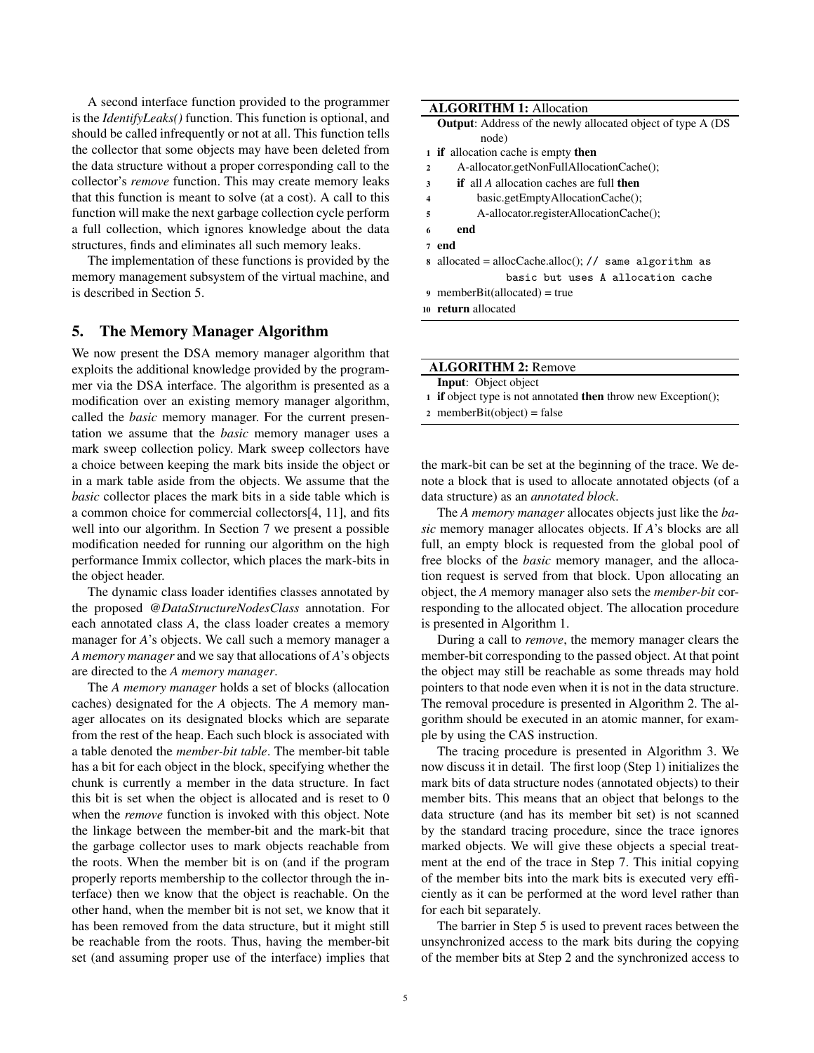A second interface function provided to the programmer is the *IdentifyLeaks()* function. This function is optional, and should be called infrequently or not at all. This function tells the collector that some objects may have been deleted from the data structure without a proper corresponding call to the collector's *remove* function. This may create memory leaks that this function is meant to solve (at a cost). A call to this function will make the next garbage collection cycle perform a full collection, which ignores knowledge about the data structures, finds and eliminates all such memory leaks.

The implementation of these functions is provided by the memory management subsystem of the virtual machine, and is described in Section 5.

## 5. The Memory Manager Algorithm

We now present the DSA memory manager algorithm that exploits the additional knowledge provided by the programmer via the DSA interface. The algorithm is presented as a modification over an existing memory manager algorithm, called the *basic* memory manager. For the current presentation we assume that the *basic* memory manager uses a mark sweep collection policy. Mark sweep collectors have a choice between keeping the mark bits inside the object or in a mark table aside from the objects. We assume that the *basic* collector places the mark bits in a side table which is a common choice for commercial collectors[4, 11], and fits well into our algorithm. In Section 7 we present a possible modification needed for running our algorithm on the high performance Immix collector, which places the mark-bits in the object header.

The dynamic class loader identifies classes annotated by the proposed *@DataStructureNodesClass* annotation. For each annotated class *A*, the class loader creates a memory manager for *A*'s objects. We call such a memory manager a *A memory manager* and we say that allocations of *A*'s objects are directed to the *A memory manager*.

The *A memory manager* holds a set of blocks (allocation caches) designated for the *A* objects. The *A* memory manager allocates on its designated blocks which are separate from the rest of the heap. Each such block is associated with a table denoted the *member-bit table*. The member-bit table has a bit for each object in the block, specifying whether the chunk is currently a member in the data structure. In fact this bit is set when the object is allocated and is reset to 0 when the *remove* function is invoked with this object. Note the linkage between the member-bit and the mark-bit that the garbage collector uses to mark objects reachable from the roots. When the member bit is on (and if the program properly reports membership to the collector through the interface) then we know that the object is reachable. On the other hand, when the member bit is not set, we know that it has been removed from the data structure, but it might still be reachable from the roots. Thus, having the member-bit set (and assuming proper use of the interface) implies that the mark-bit can be set at the beginning of the trace. We denote a block that is used to allocate annotated objects (of a data structure) as an *annotated block*.

**ALGORITHM 1:** Allocation

**Output**: Address of the newly allocated object of type A (DS node)

```
1  if allocation cache is empty then
2      A-allocator.getNonFullAllocationCache();
3      if all A allocation caches are full then
4          basic.getEmptyAllocationCache();
5          A-allocator.registerAllocationCache();
6      end
7  end
8  allocated = allocCache.alloc(); // same algorithm as
               basic but uses A allocation cache
9  memberBit(allocated) = true
10 return allocated
```

**ALGORITHM 2:** Remove

**Input**: Object object

```
1  if object type is not annotated then throw new Exception();
2  memberBit(object) = false
```

The *A memory manager* allocates objects just like the *basic* memory manager allocates objects. If *A*'s blocks are all full, an empty block is requested from the global pool of free blocks of the *basic* memory manager, and the allocation request is served from that block. Upon allocating an object, the *A* memory manager also sets the *member-bit* corresponding to the allocated object. The allocation procedure is presented in Algorithm 1.

During a call to *remove*, the memory manager clears the member-bit corresponding to the passed object. At that point the object may still be reachable as some threads may hold pointers to that node even when it is not in the data structure. The removal procedure is presented in Algorithm 2. The algorithm should be executed in an atomic manner, for example by using the CAS instruction.

The tracing procedure is presented in Algorithm 3. We now discuss it in detail. The first loop (Step 1) initializes the mark bits of data structure nodes (annotated objects) to their member bits. This means that an object that belongs to the data structure (and has its member bit set) is not scanned by the standard tracing procedure, since the trace ignores marked objects. We will give these objects a special treatment at the end of the trace in Step 7. This initial copying of the member bits into the mark bits is executed very efficiently as it can be performed at the word level rather than for each bit separately.

The barrier in Step 5 is used to prevent races between the unsynchronized access to the mark bits during the copying of the member bits at Step 2 and the synchronized access to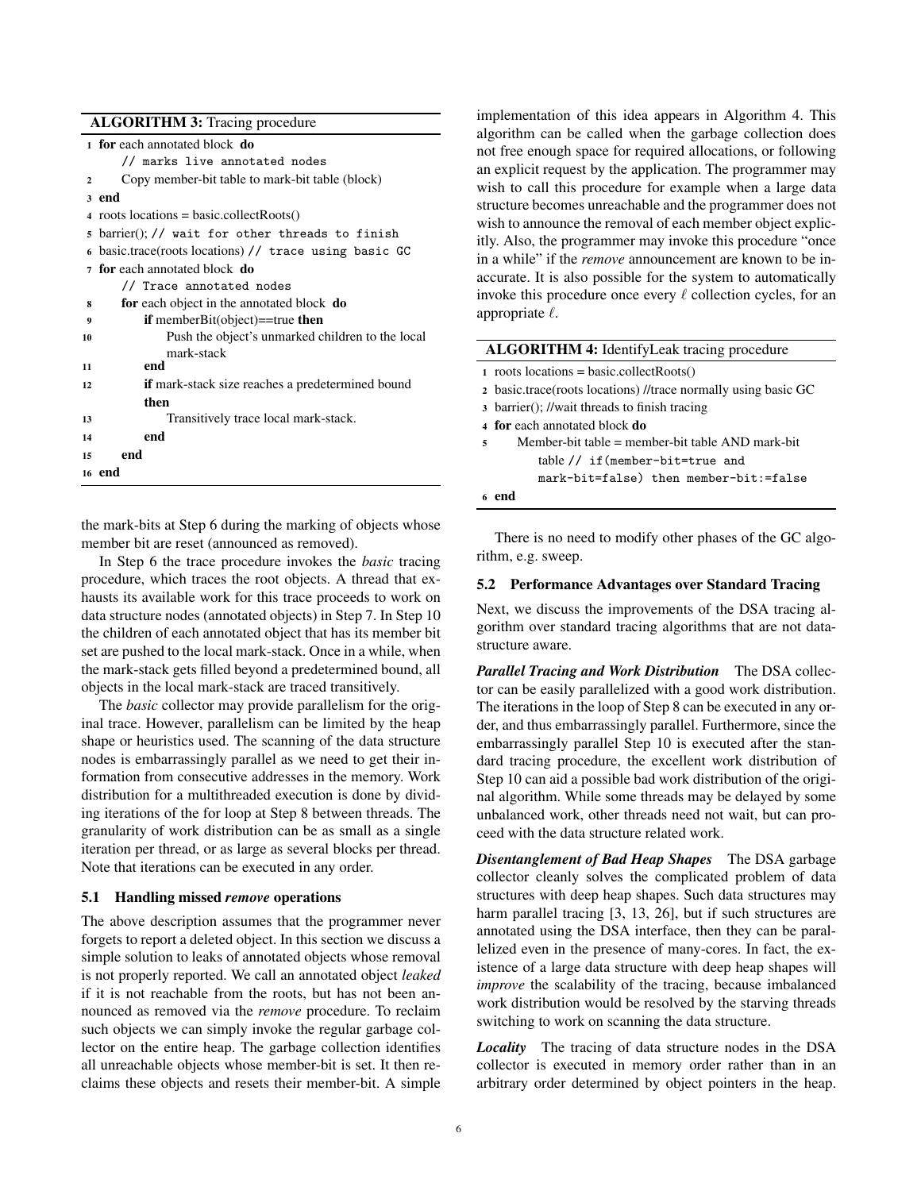**ALGORITHM 3:** Tracing procedure

```
1  for each annotated block do
       // marks live annotated nodes
2      Copy member-bit table to mark-bit table (block)
3  end
4  roots locations = basic.collectRoots()
5  barrier(); // wait for other threads to finish
6  basic.trace(roots locations) // trace using basic GC
7  for each annotated block do
       // Trace annotated nodes
8      for each object in the annotated block do
9          if memberBit(object)==true then
10             Push the object's unmarked children to the local
               mark-stack
11         end
12         if mark-stack size reaches a predetermined bound
           then
13             Transitively trace local mark-stack.
14         end
15     end
16 end
```

the mark-bits at Step 6 during the marking of objects whose member bit are reset (announced as removed).

In Step 6 the trace procedure invokes the *basic* tracing procedure, which traces the root objects. A thread that exhausts its available work for this trace proceeds to work on data structure nodes (annotated objects) in Step 7. In Step 10 the children of each annotated object that has its member bit set are pushed to the local mark-stack. Once in a while, when the mark-stack gets filled beyond a predetermined bound, all objects in the local mark-stack are traced transitively.

The *basic* collector may provide parallelism for the original trace. However, parallelism can be limited by the heap shape or heuristics used. The scanning of the data structure nodes is embarrassingly parallel as we need to get their information from consecutive addresses in the memory. Work distribution for a multithreaded execution is done by dividing iterations of the for loop at Step 8 between threads. The granularity of work distribution can be as small as a single iteration per thread, or as large as several blocks per thread. Note that iterations can be executed in any order.

### 5.1 Handling missed *remove* operations

The above description assumes that the programmer never forgets to report a deleted object. In this section we discuss a simple solution to leaks of annotated objects whose removal is not properly reported. We call an annotated object *leaked* if it is not reachable from the roots, but has not been announced as removed via the *remove* procedure. To reclaim such objects we can simply invoke the regular garbage collector on the entire heap. The garbage collection identifies all unreachable objects whose member-bit is set. It then reclaims these objects and resets their member-bit. A simple implementation of this idea appears in Algorithm 4. This algorithm can be called when the garbage collection does not free enough space for required allocations, or following an explicit request by the application. The programmer may wish to call this procedure for example when a large data structure becomes unreachable and the programmer does not wish to announce the removal of each member object explicitly. Also, the programmer may invoke this procedure "once in a while" if the *remove* announcement are known to be inaccurate. It is also possible for the system to automatically invoke this procedure once every $\ell$ collection cycles, for an appropriate $\ell$.

**ALGORITHM 4:** IdentifyLeak tracing procedure

```
1  roots locations = basic.collectRoots()
2  basic.trace(roots locations) //trace normally using basic GC
3  barrier(); //wait threads to finish tracing
4  for each annotated block do
5      Member-bit table = member-bit table AND mark-bit
           table // if(member-bit=true and
           mark-bit=false) then member-bit:=false
6  end
```

There is no need to modify other phases of the GC algorithm, e.g. sweep.

### 5.2 Performance Advantages over Standard Tracing

Next, we discuss the improvements of the DSA tracing algorithm over standard tracing algorithms that are not data-structure aware.

***Parallel Tracing and Work Distribution*** The DSA collector can be easily parallelized with a good work distribution. The iterations in the loop of Step 8 can be executed in any order, and thus embarrassingly parallel. Furthermore, since the embarrassingly parallel Step 10 is executed after the standard tracing procedure, the excellent work distribution of Step 10 can aid a possible bad work distribution of the original algorithm. While some threads may be delayed by some unbalanced work, other threads need not wait, but can proceed with the data structure related work.

***Disentanglement of Bad Heap Shapes*** The DSA garbage collector cleanly solves the complicated problem of data structures with deep heap shapes. Such data structures may harm parallel tracing [3, 13, 26], but if such structures are annotated using the DSA interface, then they can be parallelized even in the presence of many-cores. In fact, the existence of a large data structure with deep heap shapes will *improve* the scalability of the tracing, because imbalanced work distribution would be resolved by the starving threads switching to work on scanning the data structure.

***Locality*** The tracing of data structure nodes in the DSA collector is executed in memory order rather than in an arbitrary order determined by object pointers in the heap.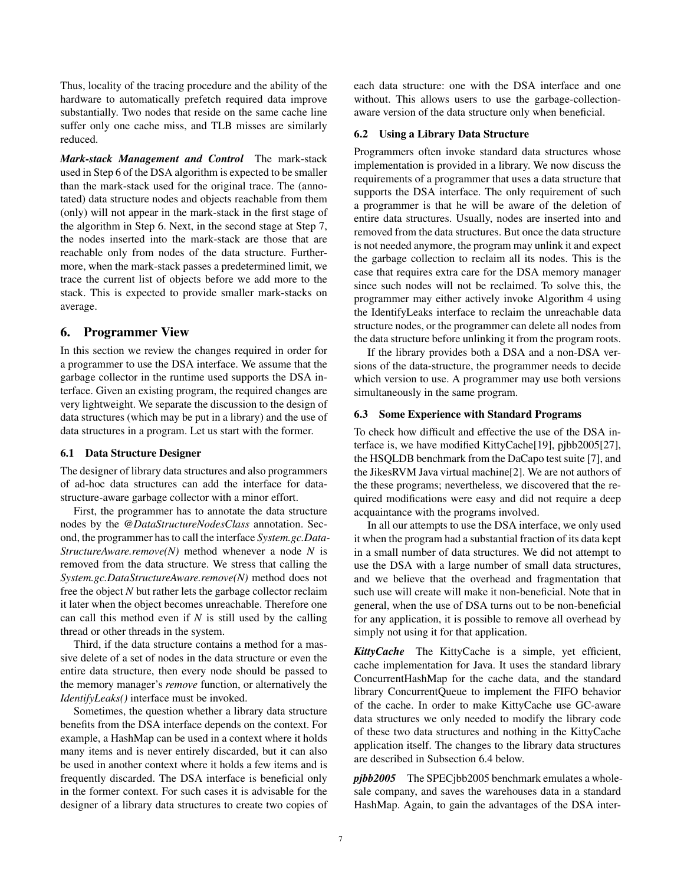Thus, locality of the tracing procedure and the ability of the hardware to automatically prefetch required data improve substantially. Two nodes that reside on the same cache line suffer only one cache miss, and TLB misses are similarly reduced.

***Mark-stack Management and Control*** The mark-stack used in Step 6 of the DSA algorithm is expected to be smaller than the mark-stack used for the original trace. The (annotated) data structure nodes and objects reachable from them (only) will not appear in the mark-stack in the first stage of the algorithm in Step 6. Next, in the second stage at Step 7, the nodes inserted into the mark-stack are those that are reachable only from nodes of the data structure. Furthermore, when the mark-stack passes a predetermined limit, we trace the current list of objects before we add more to the stack. This is expected to provide smaller mark-stacks on average.

## 6. Programmer View

In this section we review the changes required in order for a programmer to use the DSA interface. We assume that the garbage collector in the runtime used supports the DSA interface. Given an existing program, the required changes are very lightweight. We separate the discussion to the design of data structures (which may be put in a library) and the use of data structures in a program. Let us start with the former.

### 6.1 Data Structure Designer

The designer of library data structures and also programmers of ad-hoc data structures can add the interface for data-structure-aware garbage collector with a minor effort.

First, the programmer has to annotate the data structure nodes by the *@DataStructureNodesClass* annotation. Second, the programmer has to call the interface *System.gc.DataStructureAware.remove(N)* method whenever a node *N* is removed from the data structure. We stress that calling the *System.gc.DataStructureAware.remove(N)* method does not free the object *N* but rather lets the garbage collector reclaim it later when the object becomes unreachable. Therefore one can call this method even if *N* is still used by the calling thread or other threads in the system.

Third, if the data structure contains a method for a massive delete of a set of nodes in the data structure or even the entire data structure, then every node should be passed to the memory manager's *remove* function, or alternatively the *IdentifyLeaks()* interface must be invoked.

Sometimes, the question whether a library data structure benefits from the DSA interface depends on the context. For example, a HashMap can be used in a context where it holds many items and is never entirely discarded, but it can also be used in another context where it holds a few items and is frequently discarded. The DSA interface is beneficial only in the former context. For such cases it is advisable for the designer of a library data structures to create two copies of each data structure: one with the DSA interface and one without. This allows users to use the garbage-collection-aware version of the data structure only when beneficial.

### 6.2 Using a Library Data Structure

Programmers often invoke standard data structures whose implementation is provided in a library. We now discuss the requirements of a programmer that uses a data structure that supports the DSA interface. The only requirement of such a programmer is that he will be aware of the deletion of entire data structures. Usually, nodes are inserted into and removed from the data structures. But once the data structure is not needed anymore, the program may unlink it and expect the garbage collection to reclaim all its nodes. This is the case that requires extra care for the DSA memory manager since such nodes will not be reclaimed. To solve this, the programmer may either actively invoke Algorithm 4 using the IdentifyLeaks interface to reclaim the unreachable data structure nodes, or the programmer can delete all nodes from the data structure before unlinking it from the program roots.

If the library provides both a DSA and a non-DSA versions of the data-structure, the programmer needs to decide which version to use. A programmer may use both versions simultaneously in the same program.

### 6.3 Some Experience with Standard Programs

To check how difficult and effective the use of the DSA interface is, we have modified KittyCache[19], pjbb2005[27], the HSQLDB benchmark from the DaCapo test suite [7], and the JikesRVM Java virtual machine[2]. We are not authors of the these programs; nevertheless, we discovered that the required modifications were easy and did not require a deep acquaintance with the programs involved.

In all our attempts to use the DSA interface, we only used it when the program had a substantial fraction of its data kept in a small number of data structures. We did not attempt to use the DSA with a large number of small data structures, and we believe that the overhead and fragmentation that such use will create will make it non-beneficial. Note that in general, when the use of DSA turns out to be non-beneficial for any application, it is possible to remove all overhead by simply not using it for that application.

***KittyCache*** The KittyCache is a simple, yet efficient, cache implementation for Java. It uses the standard library ConcurrentHashMap for the cache data, and the standard library ConcurrentQueue to implement the FIFO behavior of the cache. In order to make KittyCache use GC-aware data structures we only needed to modify the library code of these two data structures and nothing in the KittyCache application itself. The changes to the library data structures are described in Subsection 6.4 below.

***pjbb2005*** The SPECjbb2005 benchmark emulates a wholesale company, and saves the warehouses data in a standard HashMap. Again, to gain the advantages of the DSA inter-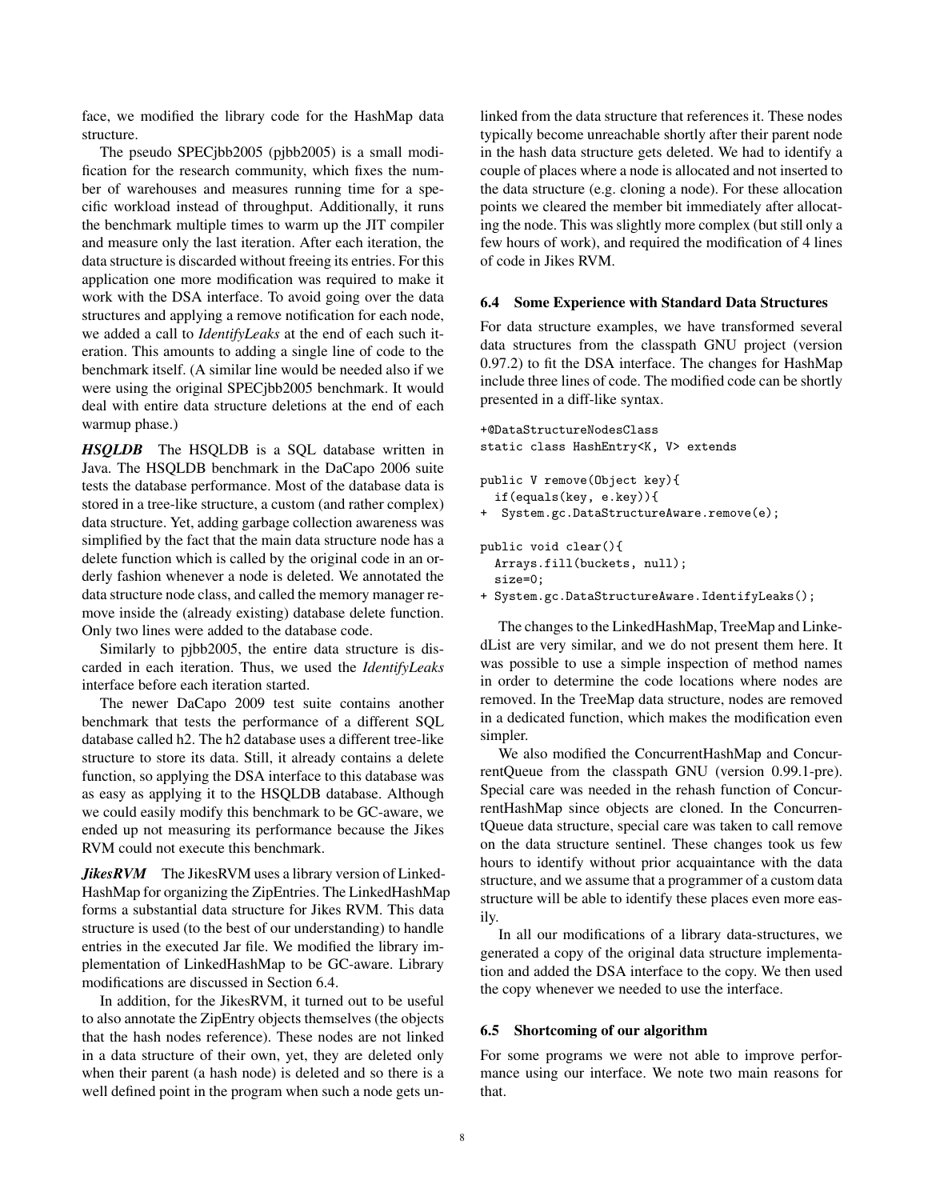face, we modified the library code for the HashMap data structure.

The pseudo SPECjbb2005 (pjbb2005) is a small modification for the research community, which fixes the number of warehouses and measures running time for a specific workload instead of throughput. Additionally, it runs the benchmark multiple times to warm up the JIT compiler and measure only the last iteration. After each iteration, the data structure is discarded without freeing its entries. For this application one more modification was required to make it work with the DSA interface. To avoid going over the data structures and applying a remove notification for each node, we added a call to *IdentifyLeaks* at the end of each such iteration. This amounts to adding a single line of code to the benchmark itself. (A similar line would be needed also if we were using the original SPECjbb2005 benchmark. It would deal with entire data structure deletions at the end of each warmup phase.)

***HSQLDB*** The HSQLDB is a SQL database written in Java. The HSQLDB benchmark in the DaCapo 2006 suite tests the database performance. Most of the database data is stored in a tree-like structure, a custom (and rather complex) data structure. Yet, adding garbage collection awareness was simplified by the fact that the main data structure node has a delete function which is called by the original code in an orderly fashion whenever a node is deleted. We annotated the data structure node class, and called the memory manager remove inside the (already existing) database delete function. Only two lines were added to the database code.

Similarly to pjbb2005, the entire data structure is discarded in each iteration. Thus, we used the *IdentifyLeaks* interface before each iteration started.

The newer DaCapo 2009 test suite contains another benchmark that tests the performance of a different SQL database called h2. The h2 database uses a different tree-like structure to store its data. Still, it already contains a delete function, so applying the DSA interface to this database was as easy as applying it to the HSQLDB database. Although we could easily modify this benchmark to be GC-aware, we ended up not measuring its performance because the Jikes RVM could not execute this benchmark.

***JikesRVM*** The JikesRVM uses a library version of LinkedHashMap for organizing the ZipEntries. The LinkedHashMap forms a substantial data structure for Jikes RVM. This data structure is used (to the best of our understanding) to handle entries in the executed Jar file. We modified the library implementation of LinkedHashMap to be GC-aware. Library modifications are discussed in Section 6.4.

In addition, for the JikesRVM, it turned out to be useful to also annotate the ZipEntry objects themselves (the objects that the hash nodes reference). These nodes are not linked in a data structure of their own, yet, they are deleted only when their parent (a hash node) is deleted and so there is a well defined point in the program when such a node gets unlinked from the data structure that references it. These nodes typically become unreachable shortly after their parent node in the hash data structure gets deleted. We had to identify a couple of places where a node is allocated and not inserted to the data structure (e.g. cloning a node). For these allocation points we cleared the member bit immediately after allocating the node. This was slightly more complex (but still only a few hours of work), and required the modification of 4 lines of code in Jikes RVM.

### 6.4 Some Experience with Standard Data Structures

For data structure examples, we have transformed several data structures from the classpath GNU project (version 0.97.2) to fit the DSA interface. The changes for HashMap include three lines of code. The modified code can be shortly presented in a diff-like syntax.

```
+@DataStructureNodesClass
static class HashEntry<K, V> extends

public V remove(Object key){
  if(equals(key, e.key)){
+  System.gc.DataStructureAware.remove(e);

public void clear(){
  Arrays.fill(buckets, null);
  size=0;
+ System.gc.DataStructureAware.IdentifyLeaks();
```

The changes to the LinkedHashMap, TreeMap and LinkedList are very similar, and we do not present them here. It was possible to use a simple inspection of method names in order to determine the code locations where nodes are removed. In the TreeMap data structure, nodes are removed in a dedicated function, which makes the modification even simpler.

We also modified the ConcurrentHashMap and ConcurrentQueue from the classpath GNU (version 0.99.1-pre). Special care was needed in the rehash function of ConcurrentHashMap since objects are cloned. In the ConcurrentQueue data structure, special care was taken to call remove on the data structure sentinel. These changes took us few hours to identify without prior acquaintance with the data structure, and we assume that a programmer of a custom data structure will be able to identify these places even more easily.

In all our modifications of a library data-structures, we generated a copy of the original data structure implementation and added the DSA interface to the copy. We then used the copy whenever we needed to use the interface.

### 6.5 Shortcoming of our algorithm

For some programs we were not able to improve performance using our interface. We note two main reasons for that.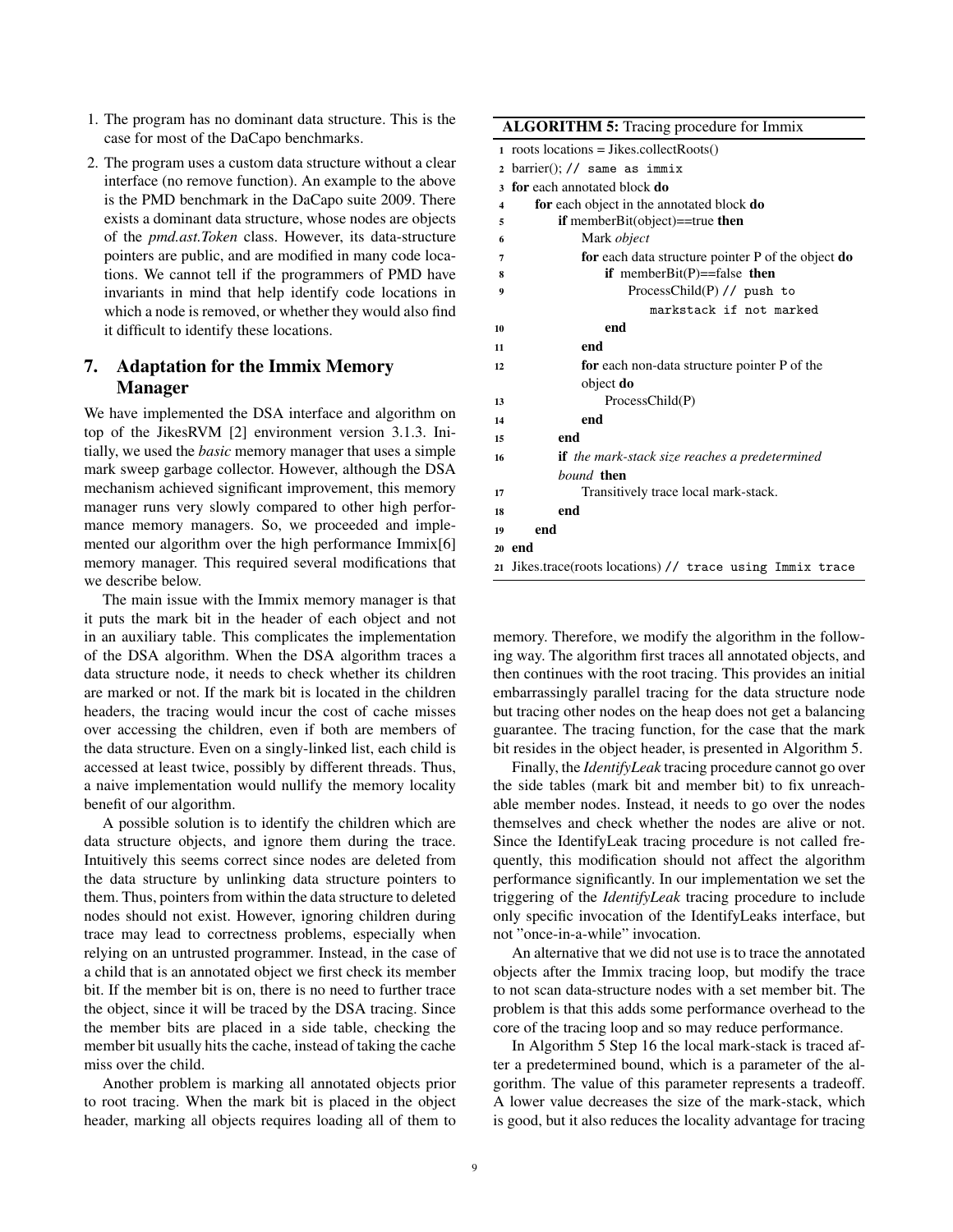1. The program has no dominant data structure. This is the case for most of the DaCapo benchmarks.
2. The program uses a custom data structure without a clear interface (no remove function). An example to the above is the PMD benchmark in the DaCapo suite 2009. There exists a dominant data structure, whose nodes are objects of the *pmd.ast.Token* class. However, its data-structure pointers are public, and are modified in many code locations. We cannot tell if the programmers of PMD have invariants in mind that help identify code locations in which a node is removed, or whether they would also find it difficult to identify these locations.

## 7. Adaptation for the Immix Memory Manager

We have implemented the DSA interface and algorithm on top of the JikesRVM [2] environment version 3.1.3. Initially, we used the *basic* memory manager that uses a simple mark sweep garbage collector. However, although the DSA mechanism achieved significant improvement, this memory manager runs very slowly compared to other high performance memory managers. So, we proceeded and implemented our algorithm over the high performance Immix[6] memory manager. This required several modifications that we describe below.

The main issue with the Immix memory manager is that it puts the mark bit in the header of each object and not in an auxiliary table. This complicates the implementation of the DSA algorithm. When the DSA algorithm traces a data structure node, it needs to check whether its children are marked or not. If the mark bit is located in the children headers, the tracing would incur the cost of cache misses over accessing the children, even if both are members of the data structure. Even on a singly-linked list, each child is accessed at least twice, possibly by different threads. Thus, a naive implementation would nullify the memory locality benefit of our algorithm.

A possible solution is to identify the children which are data structure objects, and ignore them during the trace. Intuitively this seems correct since nodes are deleted from the data structure by unlinking data structure pointers to them. Thus, pointers from within the data structure to deleted nodes should not exist. However, ignoring children during trace may lead to correctness problems, especially when relying on an untrusted programmer. Instead, in the case of a child that is an annotated object we first check its member bit. If the member bit is on, there is no need to further trace the object, since it will be traced by the DSA tracing. Since the member bits are placed in a side table, checking the member bit usually hits the cache, instead of taking the cache miss over the child.

Another problem is marking all annotated objects prior to root tracing. When the mark bit is placed in the object header, marking all objects requires loading all of them to memory. Therefore, we modify the algorithm in the following way. The algorithm first traces all annotated objects, and then continues with the root tracing. This provides an initial embarrassingly parallel tracing for the data structure node but tracing other nodes on the heap does not get a balancing guarantee. The tracing function, for the case that the mark bit resides in the object header, is presented in Algorithm 5.

**ALGORITHM 5:** Tracing procedure for Immix

```
1  roots locations = Jikes.collectRoots()
2  barrier(); // same as immix
3  for each annotated block do
4      for each object in the annotated block do
5          if memberBit(object)==true then
6              Mark object
7              for each data structure pointer P of the object do
8                  if memberBit(P)==false then
9                      ProcessChild(P) // push to markstack if not marked
10                 end
11             end
12             for each non-data structure pointer P of the object do
13                 ProcessChild(P)
14             end
15         end
16         if the mark-stack size reaches a predetermined bound then
17             Transitively trace local mark-stack.
18         end
19     end
20 end
21 Jikes.trace(roots locations) // trace using Immix trace
```

Finally, the *IdentifyLeak* tracing procedure cannot go over the side tables (mark bit and member bit) to fix unreachable member nodes. Instead, it needs to go over the nodes themselves and check whether the nodes are alive or not. Since the IdentifyLeak tracing procedure is not called frequently, this modification should not affect the algorithm performance significantly. In our implementation we set the triggering of the *IdentifyLeak* tracing procedure to include only specific invocation of the IdentifyLeaks interface, but not "once-in-a-while" invocation.

An alternative that we did not use is to trace the annotated objects after the Immix tracing loop, but modify the trace to not scan data-structure nodes with a set member bit. The problem is that this adds some performance overhead to the core of the tracing loop and so may reduce performance.

In Algorithm 5 Step 16 the local mark-stack is traced after a predetermined bound, which is a parameter of the algorithm. The value of this parameter represents a tradeoff. A lower value decreases the size of the mark-stack, which is good, but it also reduces the locality advantage for tracing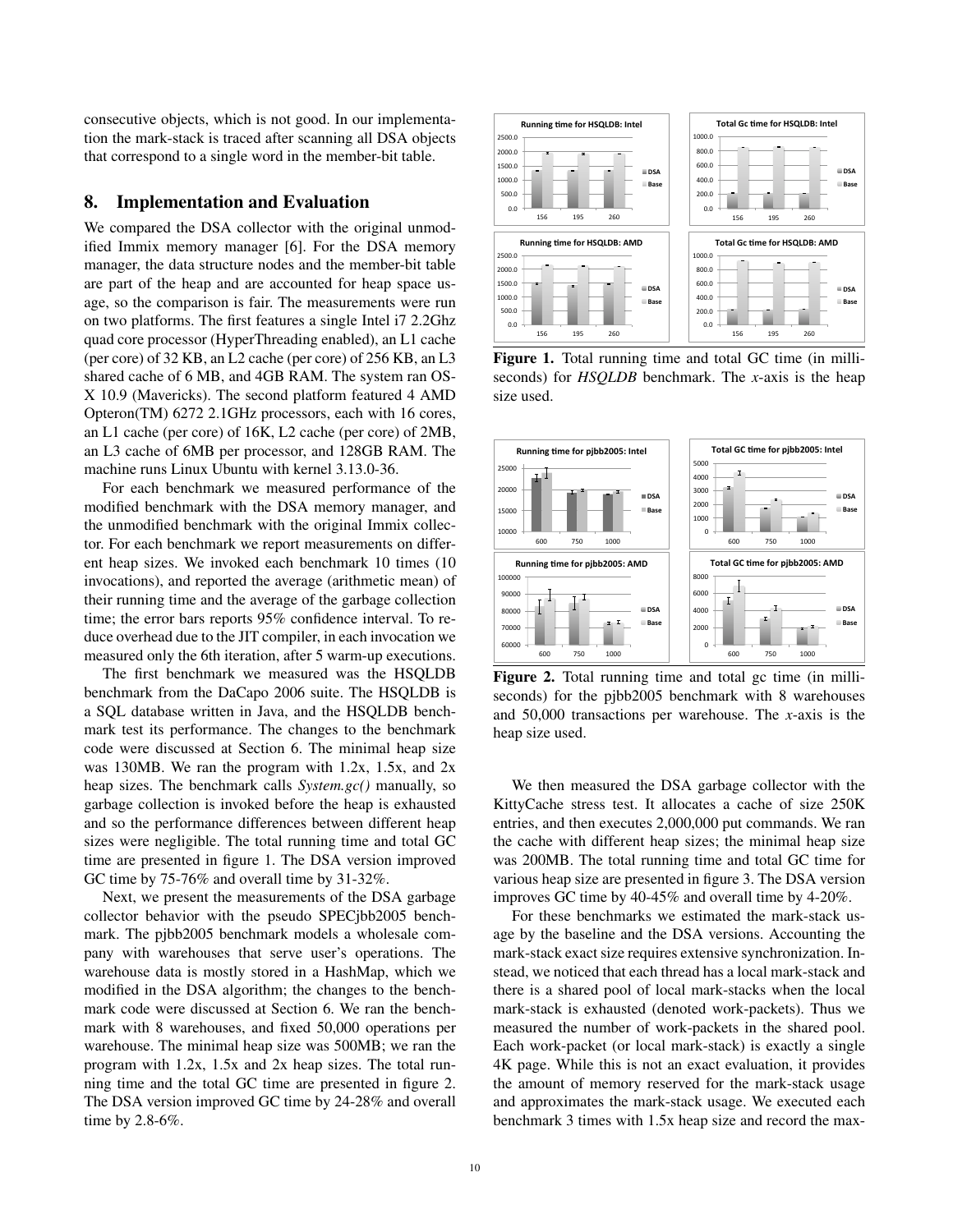consecutive objects, which is not good. In our implementation the mark-stack is traced after scanning all DSA objects that correspond to a single word in the member-bit table.

## 8. Implementation and Evaluation

We compared the DSA collector with the original unmodified Immix memory manager [6]. For the DSA memory manager, the data structure nodes and the member-bit table are part of the heap and are accounted for heap space usage, so the comparison is fair. The measurements were run on two platforms. The first features a single Intel i7 2.2Ghz quad core processor (HyperThreading enabled), an L1 cache (per core) of 32 KB, an L2 cache (per core) of 256 KB, an L3 shared cache of 6 MB, and 4GB RAM. The system ran OS-X 10.9 (Mavericks). The second platform featured 4 AMD Opteron(TM) 6272 2.1GHz processors, each with 16 cores, an L1 cache (per core) of 16K, L2 cache (per core) of 2MB, an L3 cache of 6MB per processor, and 128GB RAM. The machine runs Linux Ubuntu with kernel 3.13.0-36.

For each benchmark we measured performance of the modified benchmark with the DSA memory manager, and the unmodified benchmark with the original Immix collector. For each benchmark we report measurements on different heap sizes. We invoked each benchmark 10 times (10 invocations), and reported the average (arithmetic mean) of their running time and the average of the garbage collection time; the error bars reports 95% confidence interval. To reduce overhead due to the JIT compiler, in each invocation we measured only the 6th iteration, after 5 warm-up executions.

The first benchmark we measured was the HSQLDB benchmark from the DaCapo 2006 suite. The HSQLDB is a SQL database written in Java, and the HSQLDB benchmark test its performance. The changes to the benchmark code were discussed at Section 6. The minimal heap size was 130MB. We ran the program with 1.2x, 1.5x, and 2x heap sizes. The benchmark calls *System.gc()* manually, so garbage collection is invoked before the heap is exhausted and so the performance differences between different heap sizes were negligible. The total running time and total GC time are presented in figure 1. The DSA version improved GC time by 75-76% and overall time by 31-32%.

Next, we present the measurements of the DSA garbage collector behavior with the pseudo SPECjbb2005 benchmark. The pjbb2005 benchmark models a wholesale company with warehouses that serve user's operations. The warehouse data is mostly stored in a HashMap, which we modified in the DSA algorithm; the changes to the benchmark code were discussed at Section 6. We ran the benchmark with 8 warehouses, and fixed 50,000 operations per warehouse. The minimal heap size was 500MB; we ran the program with 1.2x, 1.5x and 2x heap sizes. The total running time and the total GC time are presented in figure 2. The DSA version improved GC time by 24-28% and overall time by 2.8-6%.

**Figure 1.** Total running time and total GC time (in milliseconds) for *HSQLDB* benchmark. The *x*-axis is the heap size used.

**Figure 2.** Total running time and total gc time (in milliseconds) for the pjbb2005 benchmark with 8 warehouses and 50,000 transactions per warehouse. The *x*-axis is the heap size used.

We then measured the DSA garbage collector with the KittyCache stress test. It allocates a cache of size 250K entries, and then executes 2,000,000 put commands. We ran the cache with different heap sizes; the minimal heap size was 200MB. The total running time and total GC time for various heap size are presented in figure 3. The DSA version improves GC time by 40-45% and overall time by 4-20%.

For these benchmarks we estimated the mark-stack usage by the baseline and the DSA versions. Accounting the mark-stack exact size requires extensive synchronization. Instead, we noticed that each thread has a local mark-stack and there is a shared pool of local mark-stacks when the local mark-stack is exhausted (denoted work-packets). Thus we measured the number of work-packets in the shared pool. Each work-packet (or local mark-stack) is exactly a single 4K page. While this is not an exact evaluation, it provides the amount of memory reserved for the mark-stack usage and approximates the mark-stack usage. We executed each benchmark 3 times with 1.5x heap size and record the max-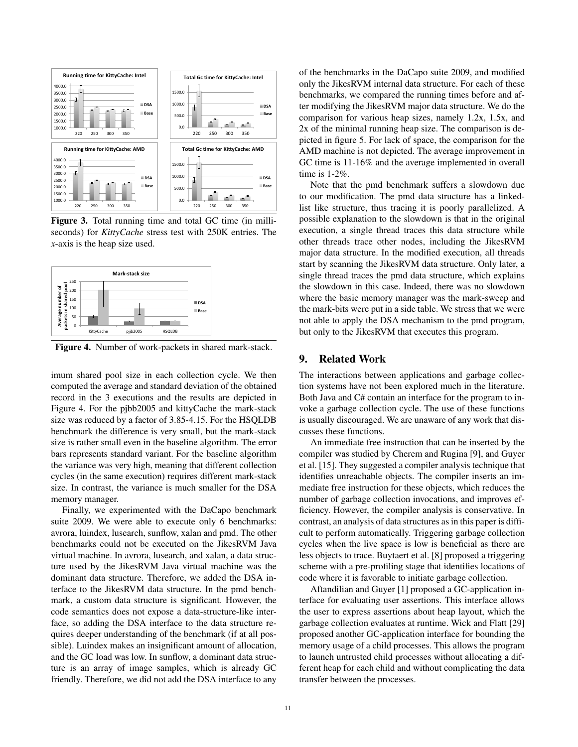Running time for KittyCache: Intel

4000.0
3500.0
3000.0
2500.0
2000.0
1500.0
1000.0

220 250 300 350

DSA
Base

Total Gc time for KittyCache: Intel

1500.0
1000.0
500.0
0.0

220 250 300 350

DSA
Base

Running time for KittyCache: AMD

4000.0
3500.0
3000.0
2500.0
2000.0
1500.0
1000.0

220 250 300 350

DSA
Base

Total Gc time for KittyCache: AMD

1500.0
1000.0
500.0
0.0

220 250 300 350

DSA
Base

**Figure 3.** Total running time and total GC time (in milliseconds) for *KittyCache* stress test with 250K entries. The *x*-axis is the heap size used.

Mark-stack size

Average number of packets in shared pool

250
200
150
100
50
0

KittyCache pjjb2005 HSQLDB

DSA
Base

**Figure 4.** Number of work-packets in shared mark-stack.

imum shared pool size in each collection cycle. We then computed the average and standard deviation of the obtained record in the 3 executions and the results are depicted in Figure 4. For the pjbb2005 and kittyCache the mark-stack size was reduced by a factor of 3.85-4.15. For the HSQLDB benchmark the difference is very small, but the mark-stack size is rather small even in the baseline algorithm. The error bars represents standard variant. For the baseline algorithm the variance was very high, meaning that different collection cycles (in the same execution) requires different mark-stack size. In contrast, the variance is much smaller for the DSA memory manager.

Finally, we experimented with the DaCapo benchmark suite 2009. We were able to execute only 6 benchmarks: avrora, luindex, lusearch, sunflow, xalan and pmd. The other benchmarks could not be executed on the JikesRVM Java virtual machine. In avrora, lusearch, and xalan, a data structure used by the JikesRVM Java virtual machine was the dominant data structure. Therefore, we added the DSA interface to the JikesRVM data structure. In the pmd benchmark, a custom data structure is significant. However, the code semantics does not expose a data-structure-like interface, so adding the DSA interface to the data structure requires deeper understanding of the benchmark (if at all possible). Luindex makes an insignificant amount of allocation, and the GC load was low. In sunflow, a dominant data structure is an array of image samples, which is already GC friendly. Therefore, we did not add the DSA interface to any of the benchmarks in the DaCapo suite 2009, and modified only the JikesRVM internal data structure. For each of these benchmarks, we compared the running times before and after modifying the JikesRVM major data structure. We do the comparison for various heap sizes, namely 1.2x, 1.5x, and 2x of the minimal running heap size. The comparison is depicted in figure 5. For lack of space, the comparison for the AMD machine is not depicted. The average improvement in GC time is 11-16% and the average implemented in overall time is 1-2%.

Note that the pmd benchmark suffers a slowdown due to our modification. The pmd data structure has a linked-list like structure, thus tracing it is poorly parallelized. A possible explanation to the slowdown is that in the original execution, a single thread traces this data structure while other threads trace other nodes, including the JikesRVM major data structure. In the modified execution, all threads start by scanning the JikesRVM data structure. Only later, a single thread traces the pmd data structure, which explains the slowdown in this case. Indeed, there was no slowdown where the basic memory manager was the mark-sweep and the mark-bits were put in a side table. We stress that we were not able to apply the DSA mechanism to the pmd program, but only to the JikesRVM that executes this program.

## 9. Related Work

The interactions between applications and garbage collection systems have not been explored much in the literature. Both Java and C# contain an interface for the program to invoke a garbage collection cycle. The use of these functions is usually discouraged. We are unaware of any work that discusses these functions.

An immediate free instruction that can be inserted by the compiler was studied by Cherem and Rugina [9], and Guyer et al. [15]. They suggested a compiler analysis technique that identifies unreachable objects. The compiler inserts an immediate free instruction for these objects, which reduces the number of garbage collection invocations, and improves efficiency. However, the compiler analysis is conservative. In contrast, an analysis of data structures as in this paper is difficult to perform automatically. Triggering garbage collection cycles when the live space is low is beneficial as there are less objects to trace. Buytaert et al. [8] proposed a triggering scheme with a pre-profiling stage that identifies locations of code where it is favorable to initiate garbage collection.

Aftandilian and Guyer [1] proposed a GC-application interface for evaluating user assertions. This interface allows the user to express assertions about heap layout, which the garbage collection evaluates at runtime. Wick and Flatt [29] proposed another GC-application interface for bounding the memory usage of a child processes. This allows the program to launch untrusted child processes without allocating a different heap for each child and without complicating the data transfer between the processes.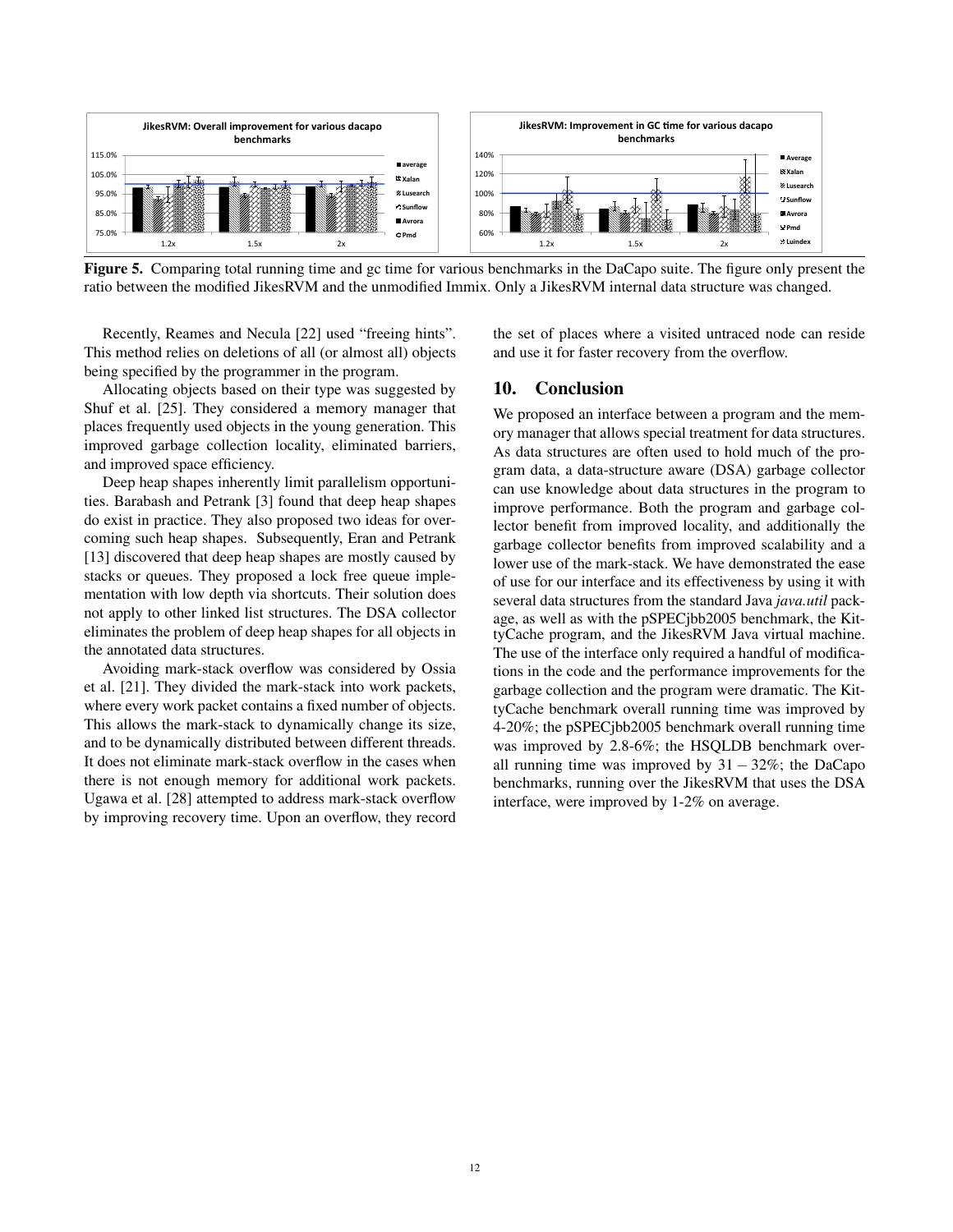**Figure 5.** Comparing total running time and gc time for various benchmarks in the DaCapo suite. The figure only present the ratio between the modified JikesRVM and the unmodified Immix. Only a JikesRVM internal data structure was changed.

Recently, Reames and Necula [22] used "freeing hints". This method relies on deletions of all (or almost all) objects being specified by the programmer in the program.

Allocating objects based on their type was suggested by Shuf et al. [25]. They considered a memory manager that places frequently used objects in the young generation. This improved garbage collection locality, eliminated barriers, and improved space efficiency.

Deep heap shapes inherently limit parallelism opportunities. Barabash and Petrank [3] found that deep heap shapes do exist in practice. They also proposed two ideas for overcoming such heap shapes. Subsequently, Eran and Petrank [13] discovered that deep heap shapes are mostly caused by stacks or queues. They proposed a lock free queue implementation with low depth via shortcuts. Their solution does not apply to other linked list structures. The DSA collector eliminates the problem of deep heap shapes for all objects in the annotated data structures.

Avoiding mark-stack overflow was considered by Ossia et al. [21]. They divided the mark-stack into work packets, where every work packet contains a fixed number of objects. This allows the mark-stack to dynamically change its size, and to be dynamically distributed between different threads. It does not eliminate mark-stack overflow in the cases when there is not enough memory for additional work packets. Ugawa et al. [28] attempted to address mark-stack overflow by improving recovery time. Upon an overflow, they record the set of places where a visited untraced node can reside and use it for faster recovery from the overflow.

## 10. Conclusion

We proposed an interface between a program and the memory manager that allows special treatment for data structures. As data structures are often used to hold much of the program data, a data-structure aware (DSA) garbage collector can use knowledge about data structures in the program to improve performance. Both the program and garbage collector benefit from improved locality, and additionally the garbage collector benefits from improved scalability and a lower use of the mark-stack. We have demonstrated the ease of use for our interface and its effectiveness by using it with several data structures from the standard Java *java.util* package, as well as with the pSPECjbb2005 benchmark, the KittyCache program, and the JikesRVM Java virtual machine. The use of the interface only required a handful of modifications in the code and the performance improvements for the garbage collection and the program were dramatic. The KittyCache benchmark overall running time was improved by 4-20%; the pSPECjbb2005 benchmark overall running time was improved by 2.8-6%; the HSQLDB benchmark overall running time was improved by $31 - 32\%$; the DaCapo benchmarks, running over the JikesRVM that uses the DSA interface, were improved by 1-2% on average.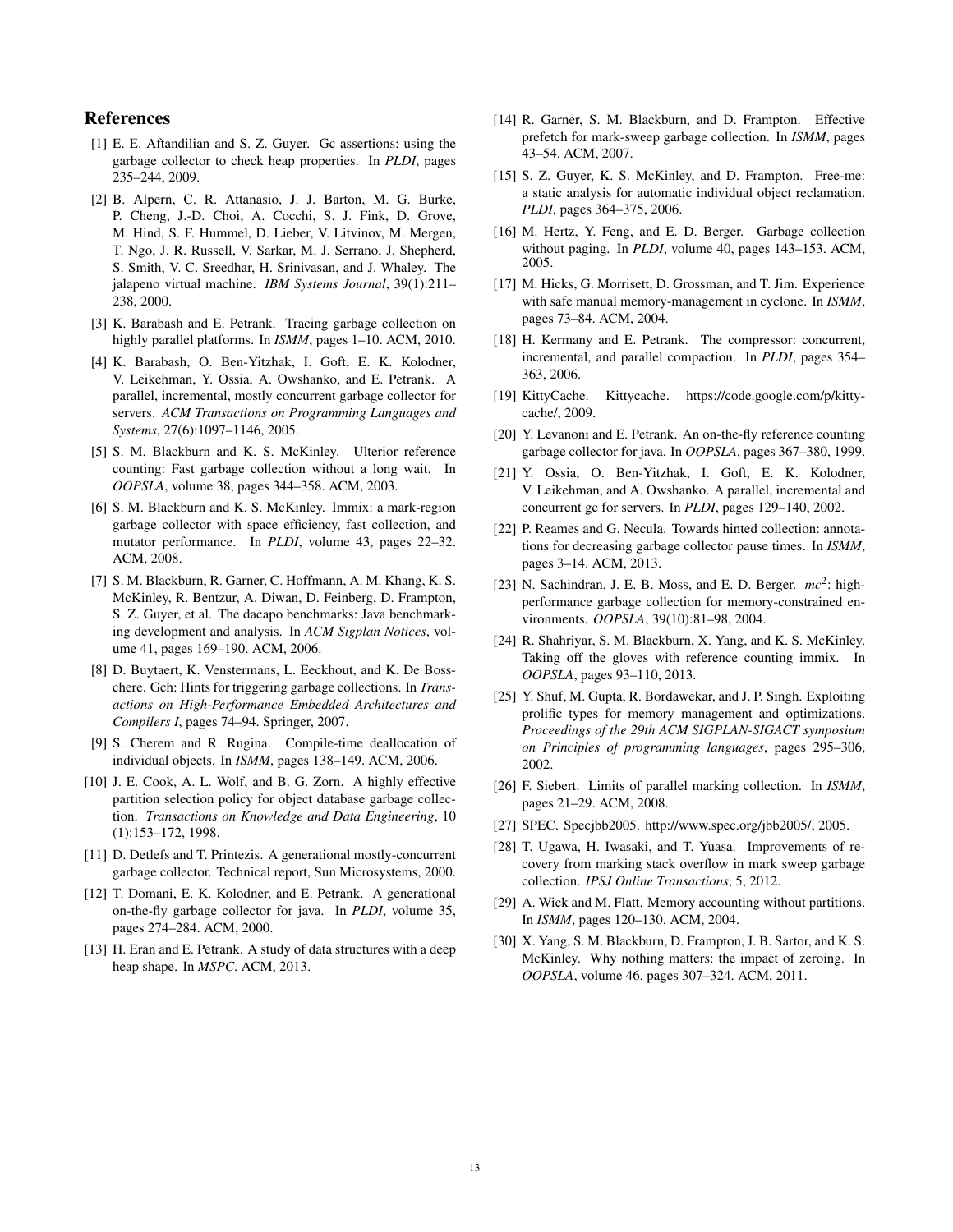## References

[1] E. E. Aftandilian and S. Z. Guyer. Gc assertions: using the garbage collector to check heap properties. In *PLDI*, pages 235–244, 2009.

[2] B. Alpern, C. R. Attanasio, J. J. Barton, M. G. Burke, P. Cheng, J.-D. Choi, A. Cocchi, S. J. Fink, D. Grove, M. Hind, S. F. Hummel, D. Lieber, V. Litvinov, M. Mergen, T. Ngo, J. R. Russell, V. Sarkar, M. J. Serrano, J. Shepherd, S. Smith, V. C. Sreedhar, H. Srinivasan, and J. Whaley. The jalapeno virtual machine. *IBM Systems Journal*, 39(1):211–238, 2000.

[3] K. Barabash and E. Petrank. Tracing garbage collection on highly parallel platforms. In *ISMM*, pages 1–10. ACM, 2010.

[4] K. Barabash, O. Ben-Yitzhak, I. Goft, E. K. Kolodner, V. Leikehman, Y. Ossia, A. Owshanko, and E. Petrank. A parallel, incremental, mostly concurrent garbage collector for servers. *ACM Transactions on Programming Languages and Systems*, 27(6):1097–1146, 2005.

[5] S. M. Blackburn and K. S. McKinley. Ulterior reference counting: Fast garbage collection without a long wait. In *OOPSLA*, volume 38, pages 344–358. ACM, 2003.

[6] S. M. Blackburn and K. S. McKinley. Immix: a mark-region garbage collector with space efficiency, fast collection, and mutator performance. In *PLDI*, volume 43, pages 22–32. ACM, 2008.

[7] S. M. Blackburn, R. Garner, C. Hoffmann, A. M. Khang, K. S. McKinley, R. Bentzur, A. Diwan, D. Feinberg, D. Frampton, S. Z. Guyer, et al. The dacapo benchmarks: Java benchmarking development and analysis. In *ACM Sigplan Notices*, volume 41, pages 169–190. ACM, 2006.

[8] D. Buytaert, K. Venstermans, L. Eeckhout, and K. De Bosschere. Gch: Hints for triggering garbage collections. In *Transactions on High-Performance Embedded Architectures and Compilers I*, pages 74–94. Springer, 2007.

[9] S. Cherem and R. Rugina. Compile-time deallocation of individual objects. In *ISMM*, pages 138–149. ACM, 2006.

[10] J. E. Cook, A. L. Wolf, and B. G. Zorn. A highly effective partition selection policy for object database garbage collection. *Transactions on Knowledge and Data Engineering*, 10 (1):153–172, 1998.

[11] D. Detlefs and T. Printezis. A generational mostly-concurrent garbage collector. Technical report, Sun Microsystems, 2000.

[12] T. Domani, E. K. Kolodner, and E. Petrank. A generational on-the-fly garbage collector for java. In *PLDI*, volume 35, pages 274–284. ACM, 2000.

[13] H. Eran and E. Petrank. A study of data structures with a deep heap shape. In *MSPC*. ACM, 2013.

[14] R. Garner, S. M. Blackburn, and D. Frampton. Effective prefetch for mark-sweep garbage collection. In *ISMM*, pages 43–54. ACM, 2007.

[15] S. Z. Guyer, K. S. McKinley, and D. Frampton. Free-me: a static analysis for automatic individual object reclamation. *PLDI*, pages 364–375, 2006.

[16] M. Hertz, Y. Feng, and E. D. Berger. Garbage collection without paging. In *PLDI*, volume 40, pages 143–153. ACM, 2005.

[17] M. Hicks, G. Morrisett, D. Grossman, and T. Jim. Experience with safe manual memory-management in cyclone. In *ISMM*, pages 73–84. ACM, 2004.

[18] H. Kermany and E. Petrank. The compressor: concurrent, incremental, and parallel compaction. In *PLDI*, pages 354–363, 2006.

[19] KittyCache. Kittycache. https://code.google.com/p/kitty-cache/, 2009.

[20] Y. Levanoni and E. Petrank. An on-the-fly reference counting garbage collector for java. In *OOPSLA*, pages 367–380, 1999.

[21] Y. Ossia, O. Ben-Yitzhak, I. Goft, E. K. Kolodner, V. Leikehman, and A. Owshanko. A parallel, incremental and concurrent gc for servers. In *PLDI*, pages 129–140, 2002.

[22] P. Reames and G. Necula. Towards hinted collection: annotations for decreasing garbage collector pause times. In *ISMM*, pages 3–14. ACM, 2013.

[23] N. Sachindran, J. E. B. Moss, and E. D. Berger. $mc^2$: high-performance garbage collection for memory-constrained environments. *OOPSLA*, 39(10):81–98, 2004.

[24] R. Shahriyar, S. M. Blackburn, X. Yang, and K. S. McKinley. Taking off the gloves with reference counting immix. In *OOPSLA*, pages 93–110, 2013.

[25] Y. Shuf, M. Gupta, R. Bordawekar, and J. P. Singh. Exploiting prolific types for memory management and optimizations. *Proceedings of the 29th ACM SIGPLAN-SIGACT symposium on Principles of programming languages*, pages 295–306, 2002.

[26] F. Siebert. Limits of parallel marking collection. In *ISMM*, pages 21–29. ACM, 2008.

[27] SPEC. Specjbb2005. http://www.spec.org/jbb2005/, 2005.

[28] T. Ugawa, H. Iwasaki, and T. Yuasa. Improvements of recovery from marking stack overflow in mark sweep garbage collection. *IPSJ Online Transactions*, 5, 2012.

[29] A. Wick and M. Flatt. Memory accounting without partitions. In *ISMM*, pages 120–130. ACM, 2004.

[30] X. Yang, S. M. Blackburn, D. Frampton, J. B. Sartor, and K. S. McKinley. Why nothing matters: the impact of zeroing. In *OOPSLA*, volume 46, pages 307–324. ACM, 2011.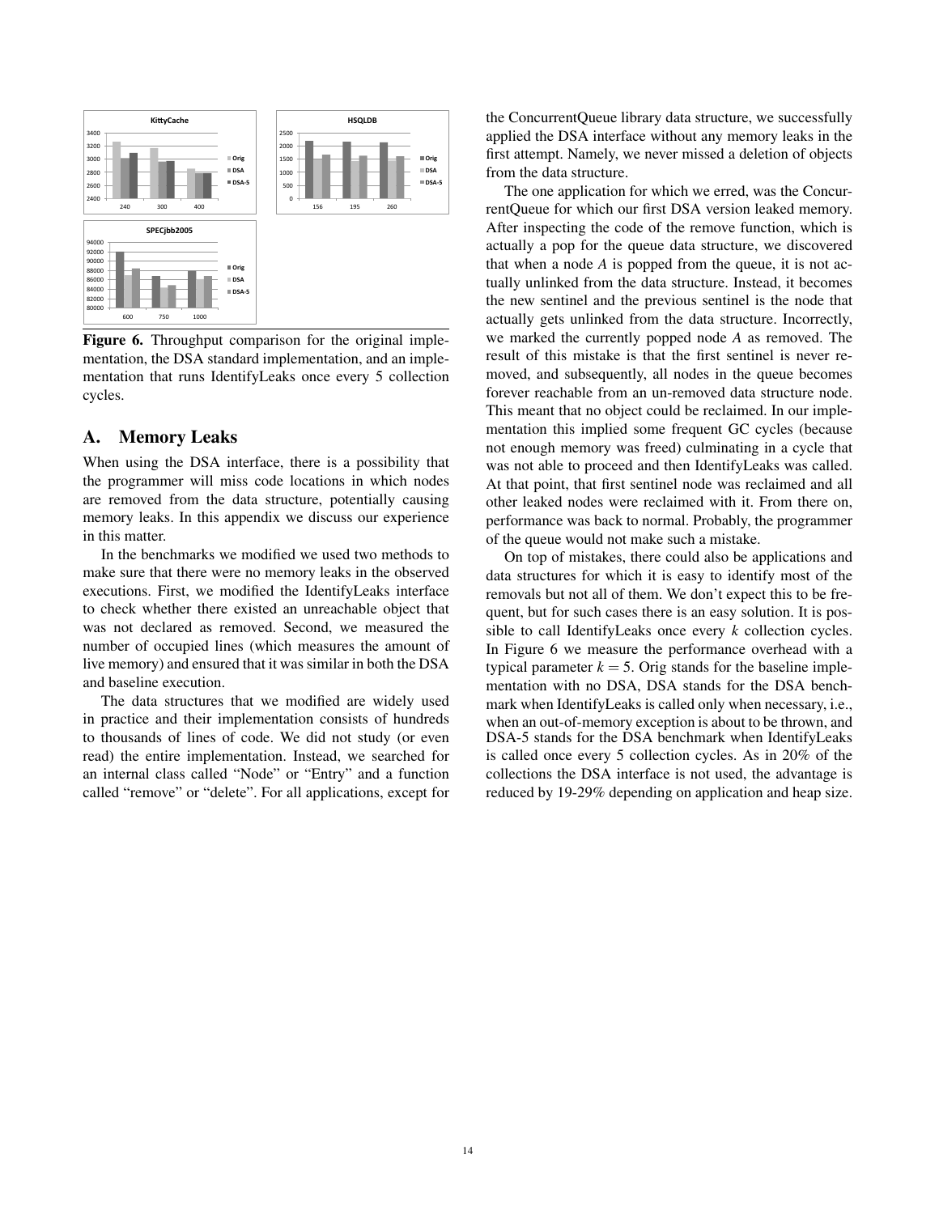KittyCache

3400
3200
3000
2800
2600
2400

240 300 400

Orig
DSA
DSA-5

HSQLDB

2500
2000
1500
1000
500
0

156 195 260

Orig
DSA
DSA-5

SPECjbb2005

94000
92000
90000
88000
86000
84000
82000
80000

600 750 1000

Orig
DSA
DSA-5

**Figure 6.** Throughput comparison for the original implementation, the DSA standard implementation, and an implementation that runs IdentifyLeaks once every 5 collection cycles.

## A. Memory Leaks

When using the DSA interface, there is a possibility that the programmer will miss code locations in which nodes are removed from the data structure, potentially causing memory leaks. In this appendix we discuss our experience in this matter.

In the benchmarks we modified we used two methods to make sure that there were no memory leaks in the observed executions. First, we modified the IdentifyLeaks interface to check whether there existed an unreachable object that was not declared as removed. Second, we measured the number of occupied lines (which measures the amount of live memory) and ensured that it was similar in both the DSA and baseline execution.

The data structures that we modified are widely used in practice and their implementation consists of hundreds to thousands of lines of code. We did not study (or even read) the entire implementation. Instead, we searched for an internal class called "Node" or "Entry" and a function called "remove" or "delete". For all applications, except for the ConcurrentQueue library data structure, we successfully applied the DSA interface without any memory leaks in the first attempt. Namely, we never missed a deletion of objects from the data structure.

The one application for which we erred, was the ConcurrentQueue for which our first DSA version leaked memory. After inspecting the code of the remove function, which is actually a pop for the queue data structure, we discovered that when a node *A* is popped from the queue, it is not actually unlinked from the data structure. Instead, it becomes the new sentinel and the previous sentinel is the node that actually gets unlinked from the data structure. Incorrectly, we marked the currently popped node *A* as removed. The result of this mistake is that the first sentinel is never removed, and subsequently, all nodes in the queue becomes forever reachable from an un-removed data structure node. This meant that no object could be reclaimed. In our implementation this implied some frequent GC cycles (because not enough memory was freed) culminating in a cycle that was not able to proceed and then IdentifyLeaks was called. At that point, that first sentinel node was reclaimed and all other leaked nodes were reclaimed with it. From there on, performance was back to normal. Probably, the programmer of the queue would not make such a mistake.

On top of mistakes, there could also be applications and data structures for which it is easy to identify most of the removals but not all of them. We don't expect this to be frequent, but for such cases there is an easy solution. It is possible to call IdentifyLeaks once every $k$ collection cycles. In Figure 6 we measure the performance overhead with a typical parameter $k = 5$. Orig stands for the baseline implementation with no DSA, DSA stands for the DSA benchmark when IdentifyLeaks is called only when necessary, i.e., when an out-of-memory exception is about to be thrown, and DSA-5 stands for the DSA benchmark when IdentifyLeaks is called once every 5 collection cycles. As in 20% of the collections the DSA interface is not used, the advantage is reduced by 19-29% depending on application and heap size.